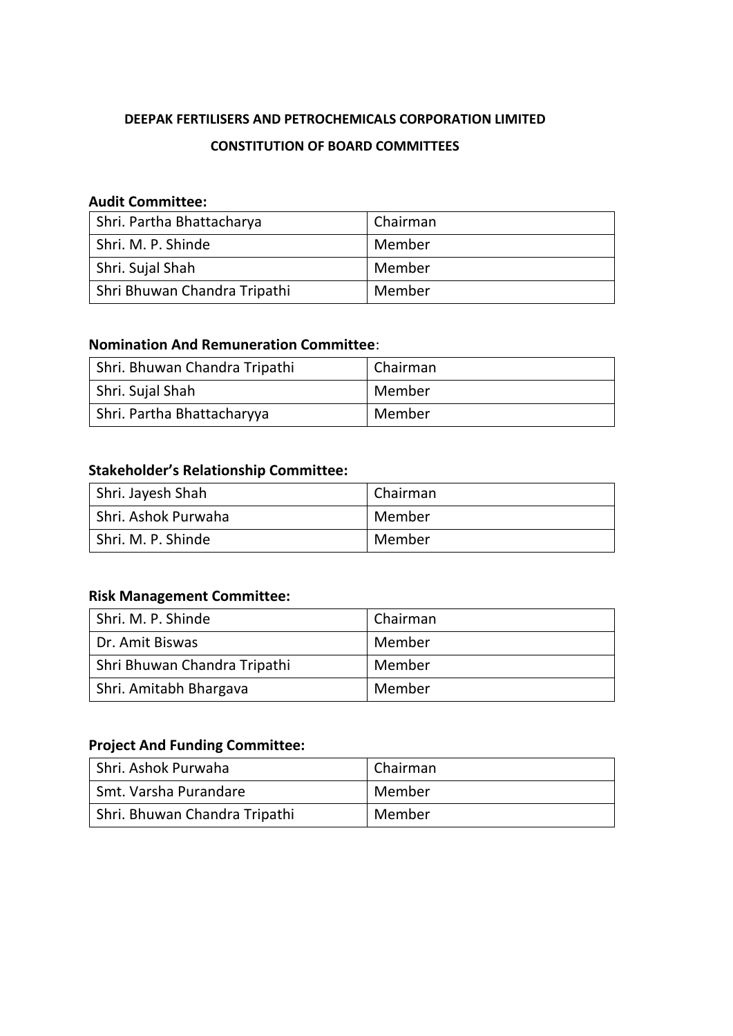**DEEPAK FERTILISERS AND PETROCHEMICALS CORPORATION LIMITED**

**CONSTITUTION OF BOARD COMMITTEES**

**Audit Committee:**

| | |
|---|---|
| Shri. Partha Bhattacharya | Chairman |
| Shri. M. P. Shinde | Member |
| Shri. Sujal Shah | Member |
| Shri Bhuwan Chandra Tripathi | Member |

**Nomination And Remuneration Committee**:

| | |
|---|---|
| Shri. Bhuwan Chandra Tripathi | Chairman |
| Shri. Sujal Shah | Member |
| Shri. Partha Bhattacharyya | Member |

**Stakeholder's Relationship Committee:**

| | |
|---|---|
| Shri. Jayesh Shah | Chairman |
| Shri. Ashok Purwaha | Member |
| Shri. M. P. Shinde | Member |

**Risk Management Committee:**

| | |
|---|---|
| Shri. M. P. Shinde | Chairman |
| Dr. Amit Biswas | Member |
| Shri Bhuwan Chandra Tripathi | Member |
| Shri. Amitabh Bhargava | Member |

**Project And Funding Committee:**

| | |
|---|---|
| Shri. Ashok Purwaha | Chairman |
| Smt. Varsha Purandare | Member |
| Shri. Bhuwan Chandra Tripathi | Member |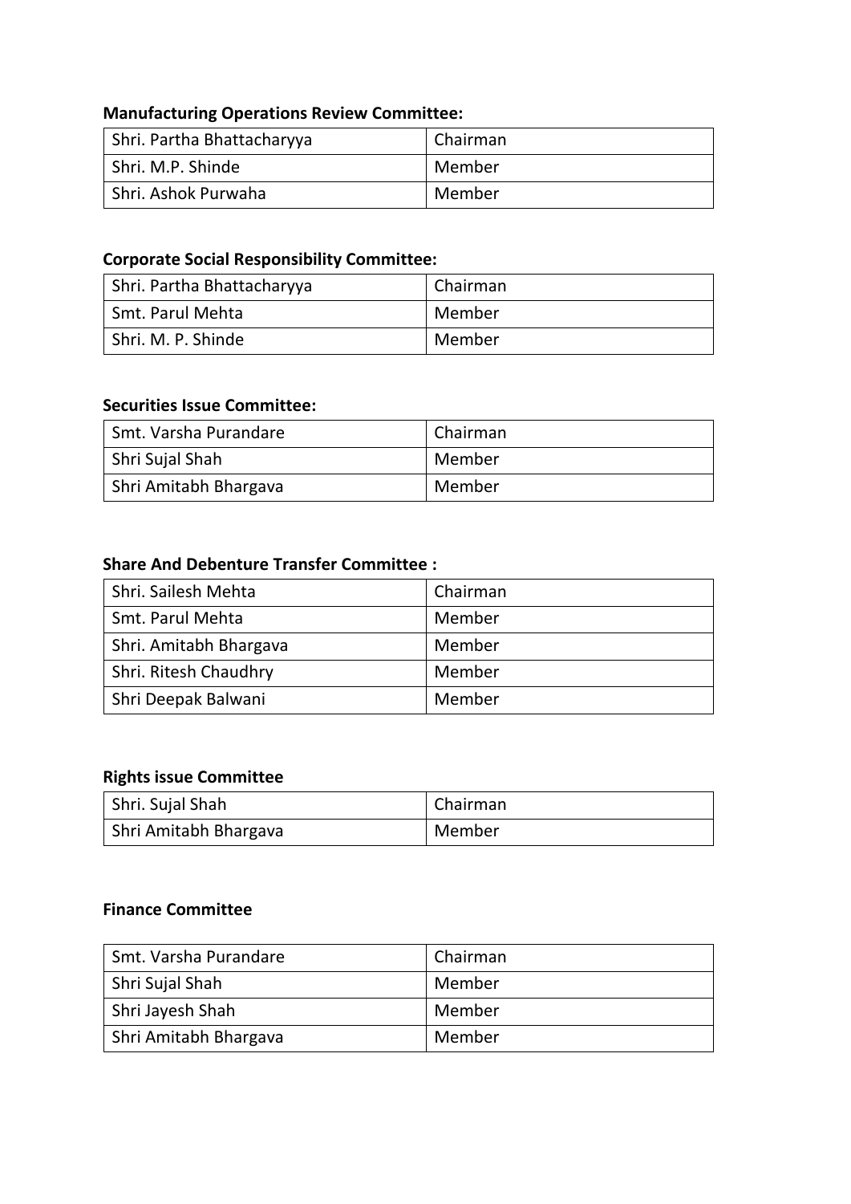**Manufacturing Operations Review Committee:**

| | |
|---|---|
| Shri. Partha Bhattacharyya | Chairman |
| Shri. M.P. Shinde | Member |
| Shri. Ashok Purwaha | Member |

**Corporate Social Responsibility Committee:**

| | |
|---|---|
| Shri. Partha Bhattacharyya | Chairman |
| Smt. Parul Mehta | Member |
| Shri. M. P. Shinde | Member |

**Securities Issue Committee:**

| | |
|---|---|
| Smt. Varsha Purandare | Chairman |
| Shri Sujal Shah | Member |
| Shri Amitabh Bhargava | Member |

**Share And Debenture Transfer Committee :**

| | |
|---|---|
| Shri. Sailesh Mehta | Chairman |
| Smt. Parul Mehta | Member |
| Shri. Amitabh Bhargava | Member |
| Shri. Ritesh Chaudhry | Member |
| Shri Deepak Balwani | Member |

**Rights issue Committee**

| | |
|---|---|
| Shri. Sujal Shah | Chairman |
| Shri Amitabh Bhargava | Member |

**Finance Committee**

| | |
|---|---|
| Smt. Varsha Purandare | Chairman |
| Shri Sujal Shah | Member |
| Shri Jayesh Shah | Member |
| Shri Amitabh Bhargava | Member |